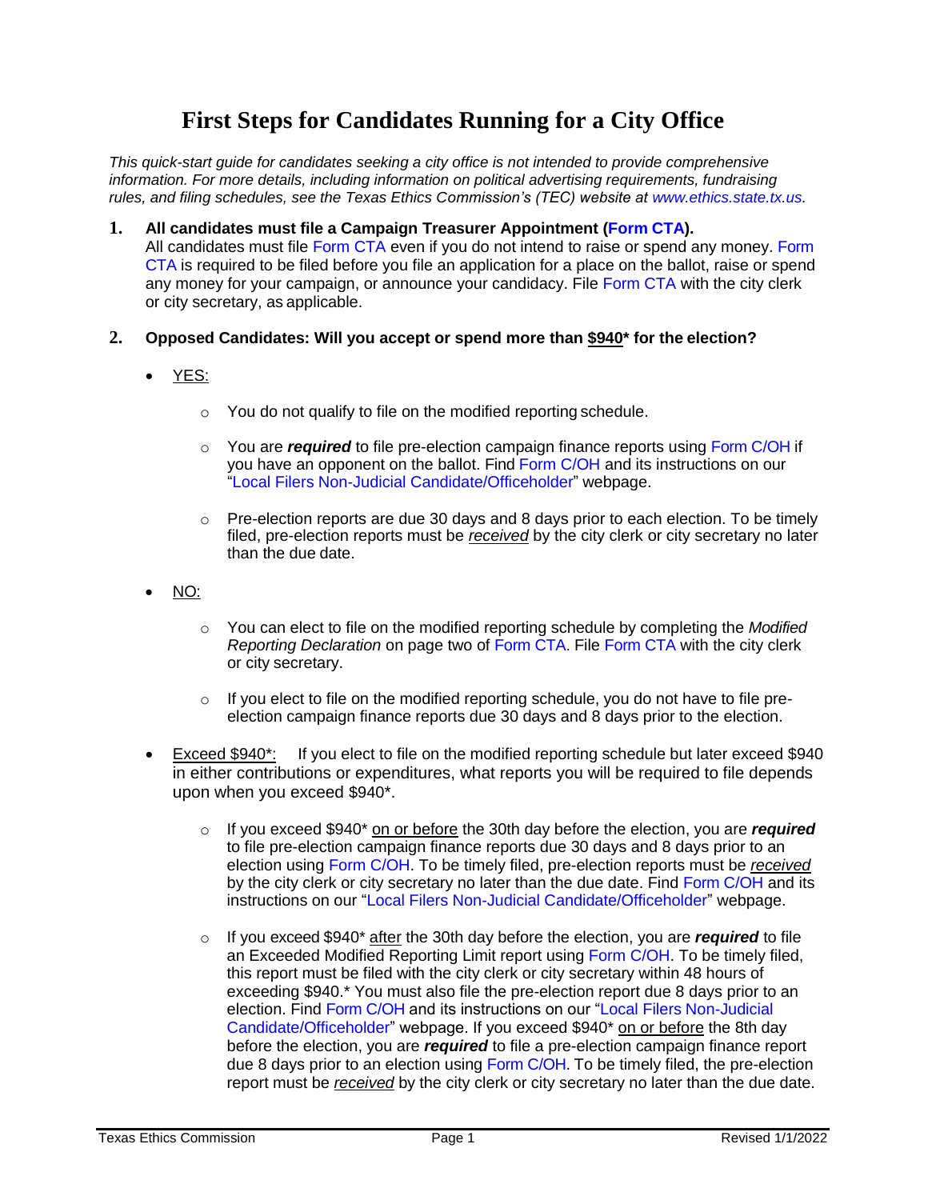# First Steps for Candidates Running for a City Office

*This quick-start guide for candidates seeking a city office is not intended to provide comprehensive information. For more details, including information on political advertising requirements, fundraising rules, and filing schedules, see the Texas Ethics Commission's (TEC) website at www.ethics.state.tx.us.*

1. **All candidates must file a Campaign Treasurer Appointment (Form CTA).**
   All candidates must file Form CTA even if you do not intend to raise or spend any money. Form CTA is required to be filed before you file an application for a place on the ballot, raise or spend any money for your campaign, or announce your candidacy. File Form CTA with the city clerk or city secretary, as applicable.

2. **Opposed Candidates: Will you accept or spend more than <u>$940</u>\* for the election?**

   - <u>YES:</u>
     - You do not qualify to file on the modified reporting schedule.
     - You are ***required*** to file pre-election campaign finance reports using Form C/OH if you have an opponent on the ballot. Find Form C/OH and its instructions on our "Local Filers Non-Judicial Candidate/Officeholder" webpage.
     - Pre-election reports are due 30 days and 8 days prior to each election. To be timely filed, pre-election reports must be <u>*received*</u> by the city clerk or city secretary no later than the due date.

   - <u>NO:</u>
     - You can elect to file on the modified reporting schedule by completing the *Modified Reporting Declaration* on page two of Form CTA. File Form CTA with the city clerk or city secretary.
     - If you elect to file on the modified reporting schedule, you do not have to file pre-election campaign finance reports due 30 days and 8 days prior to the election.

   - <u>Exceed $940\*:</u> If you elect to file on the modified reporting schedule but later exceed $940 in either contributions or expenditures, what reports you will be required to file depends upon when you exceed $940\*.
     - If you exceed $940\* <u>on or before</u> the 30th day before the election, you are ***required*** to file pre-election campaign finance reports due 30 days and 8 days prior to an election using Form C/OH. To be timely filed, pre-election reports must be <u>*received*</u> by the city clerk or city secretary no later than the due date. Find Form C/OH and its instructions on our "Local Filers Non-Judicial Candidate/Officeholder" webpage.
     - If you exceed $940\* <u>after</u> the 30th day before the election, you are ***required*** to file an Exceeded Modified Reporting Limit report using Form C/OH. To be timely filed, this report must be filed with the city clerk or city secretary within 48 hours of exceeding $940.\* You must also file the pre-election report due 8 days prior to an election. Find Form C/OH and its instructions on our "Local Filers Non-Judicial Candidate/Officeholder" webpage. If you exceed $940\* <u>on or before</u> the 8th day before the election, you are ***required*** to file a pre-election campaign finance report due 8 days prior to an election using Form C/OH. To be timely filed, the pre-election report must be <u>*received*</u> by the city clerk or city secretary no later than the due date.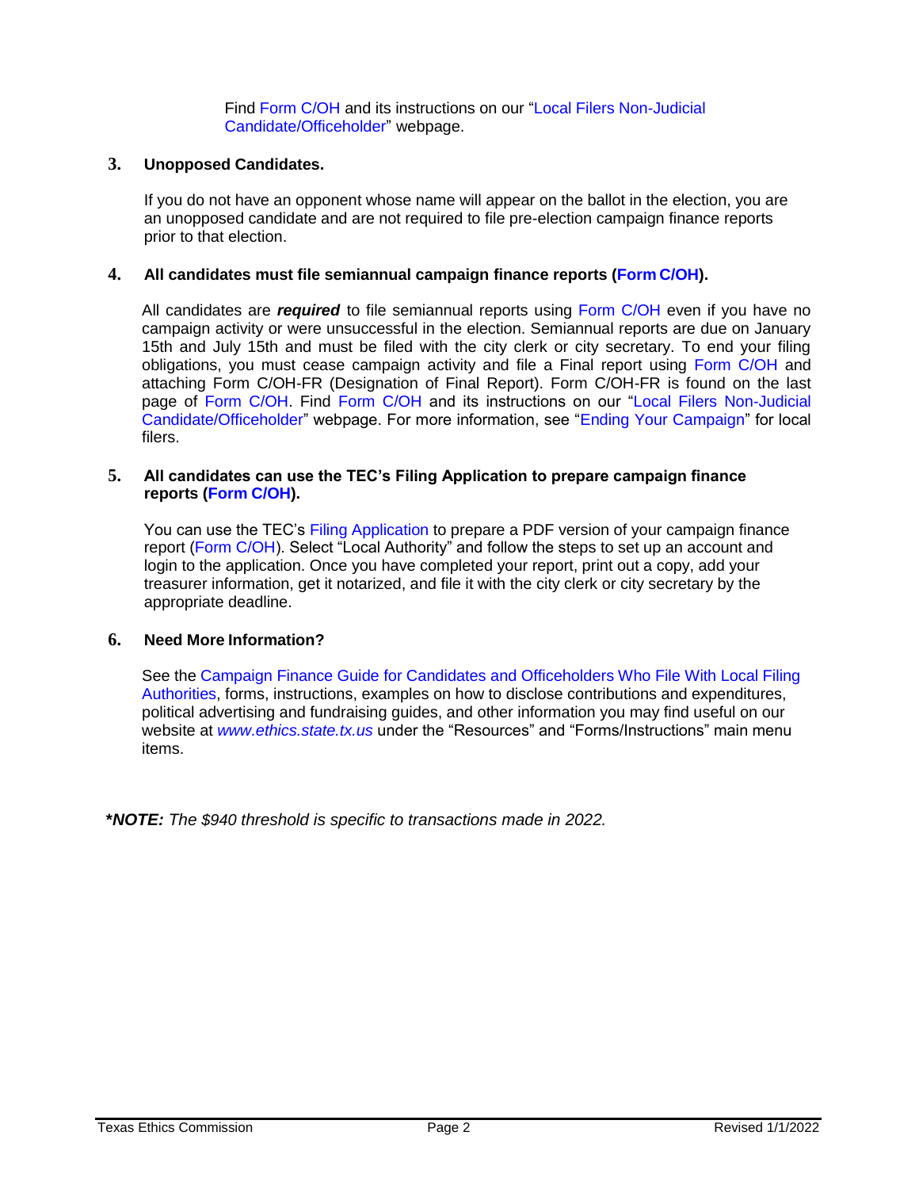Find Form C/OH and its instructions on our "Local Filers Non-Judicial Candidate/Officeholder" webpage.

### 3. Unopposed Candidates.

If you do not have an opponent whose name will appear on the ballot in the election, you are an unopposed candidate and are not required to file pre-election campaign finance reports prior to that election.

### 4. All candidates must file semiannual campaign finance reports (Form C/OH).

All candidates are ***required*** to file semiannual reports using Form C/OH even if you have no campaign activity or were unsuccessful in the election. Semiannual reports are due on January 15th and July 15th and must be filed with the city clerk or city secretary. To end your filing obligations, you must cease campaign activity and file a Final report using Form C/OH and attaching Form C/OH-FR (Designation of Final Report). Form C/OH-FR is found on the last page of Form C/OH. Find Form C/OH and its instructions on our "Local Filers Non-Judicial Candidate/Officeholder" webpage. For more information, see "Ending Your Campaign" for local filers.

### 5. All candidates can use the TEC's Filing Application to prepare campaign finance reports (Form C/OH).

You can use the TEC's Filing Application to prepare a PDF version of your campaign finance report (Form C/OH). Select "Local Authority" and follow the steps to set up an account and login to the application. Once you have completed your report, print out a copy, add your treasurer information, get it notarized, and file it with the city clerk or city secretary by the appropriate deadline.

### 6. Need More Information?

See the Campaign Finance Guide for Candidates and Officeholders Who File With Local Filing Authorities, forms, instructions, examples on how to disclose contributions and expenditures, political advertising and fundraising guides, and other information you may find useful on our website at *www.ethics.state.tx.us* under the "Resources" and "Forms/Instructions" main menu items.

****NOTE:*** *The $940 threshold is specific to transactions made in 2022.*